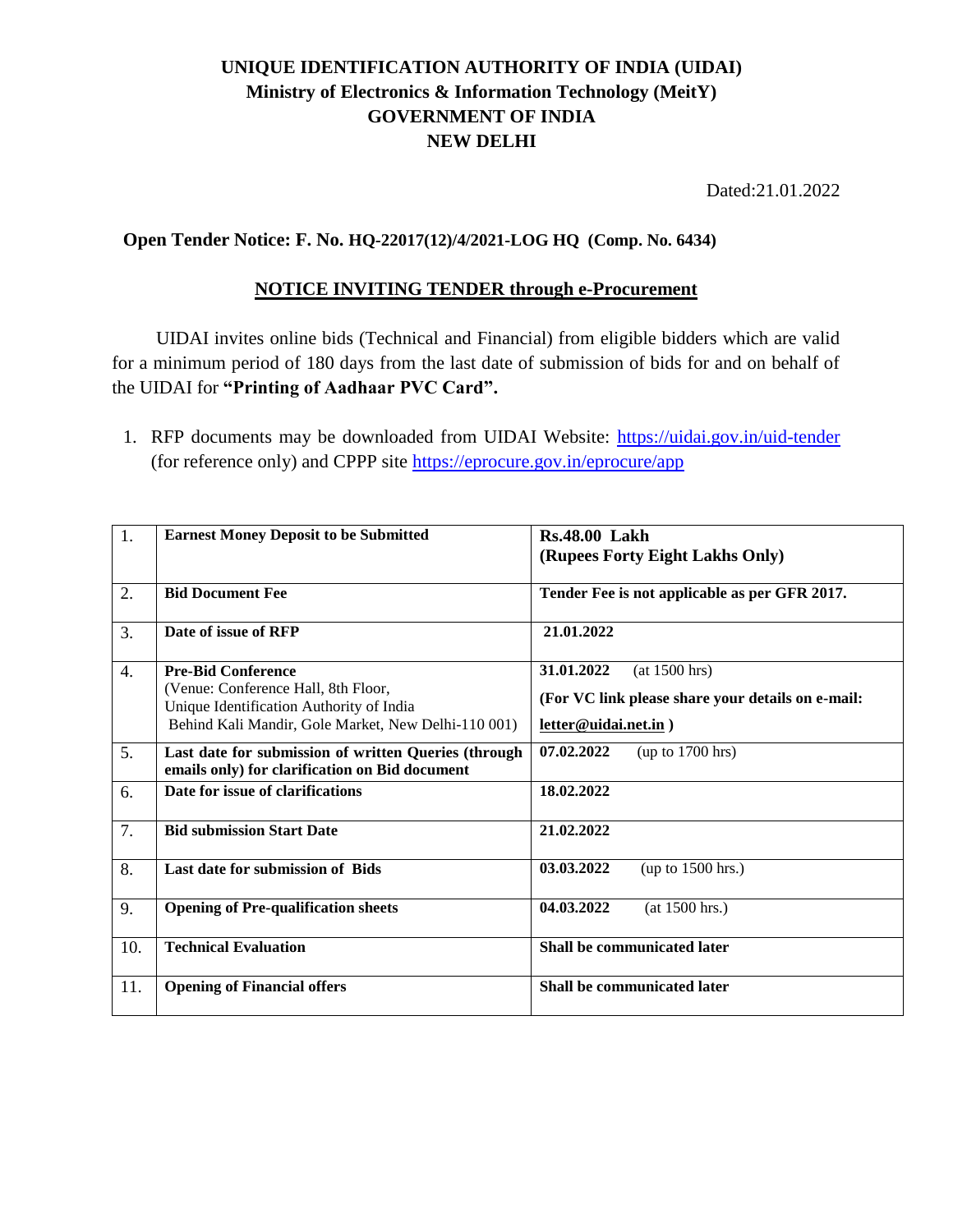# UNIQUE IDENTIFICATION AUTHORITY OF INDIA (UIDAI)
## Ministry of Electronics & Information Technology (MeitY)
## GOVERNMENT OF INDIA
## NEW DELHI

Dated:21.01.2022

**Open Tender Notice: F. No. HQ-22017(12)/4/2021-LOG HQ (Comp. No. 6434)**

**NOTICE INVITING TENDER through e-Procurement**

UIDAI invites online bids (Technical and Financial) from eligible bidders which are valid for a minimum period of 180 days from the last date of submission of bids for and on behalf of the UIDAI for **"Printing of Aadhaar PVC Card".**

1. RFP documents may be downloaded from UIDAI Website: https://uidai.gov.in/uid-tender (for reference only) and CPPP site https://eprocure.gov.in/eprocure/app

| | | |
|---|---|---|
| 1. | **Earnest Money Deposit to be Submitted** | **Rs.48.00 Lakh (Rupees Forty Eight Lakhs Only)** |
| 2. | **Bid Document Fee** | **Tender Fee is not applicable as per GFR 2017.** |
| 3. | **Date of issue of RFP** | **21.01.2022** |
| 4. | **Pre-Bid Conference** (Venue: Conference Hall, 8th Floor, Unique Identification Authority of India Behind Kali Mandir, Gole Market, New Delhi-110 001) | **31.01.2022** (at 1500 hrs) **(For VC link please share your details on e-mail: letter@uidai.net.in )** |
| 5. | **Last date for submission of written Queries (through emails only) for clarification on Bid document** | **07.02.2022** (up to 1700 hrs) |
| 6. | **Date for issue of clarifications** | **18.02.2022** |
| 7. | **Bid submission Start Date** | **21.02.2022** |
| 8. | **Last date for submission of Bids** | **03.03.2022** (up to 1500 hrs.) |
| 9. | **Opening of Pre-qualification sheets** | **04.03.2022** (at 1500 hrs.) |
| 10. | **Technical Evaluation** | **Shall be communicated later** |
| 11. | **Opening of Financial offers** | **Shall be communicated later** |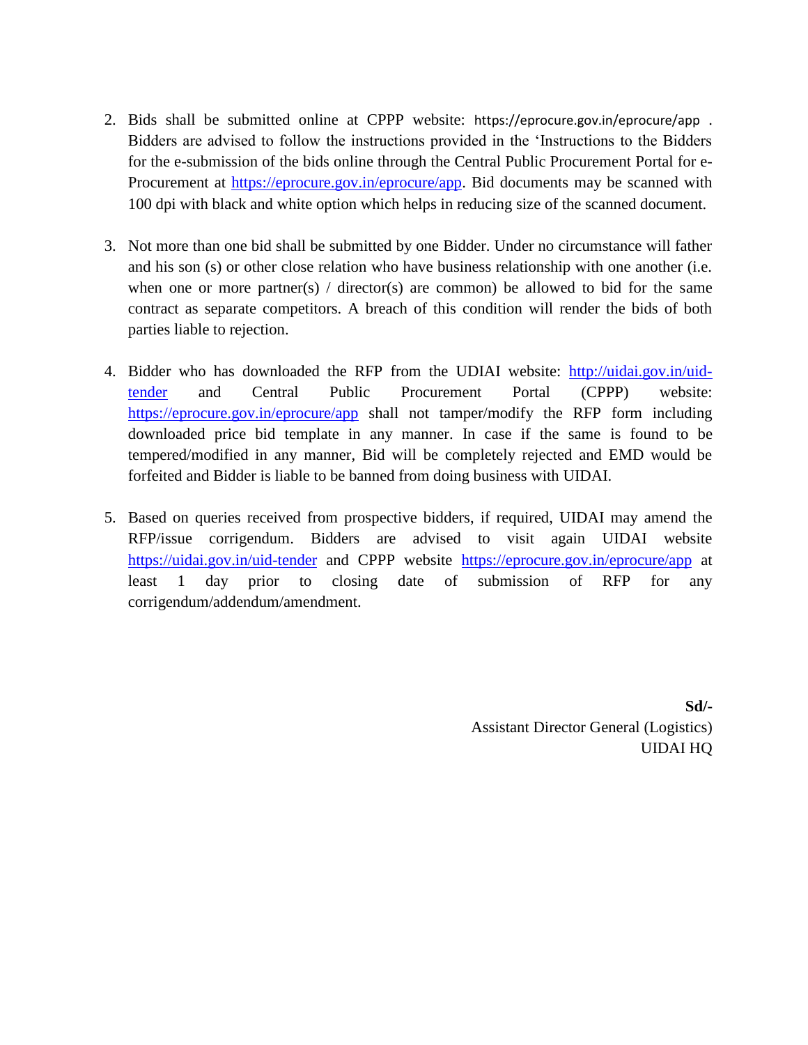2. Bids shall be submitted online at CPPP website: https://eprocure.gov.in/eprocure/app . Bidders are advised to follow the instructions provided in the 'Instructions to the Bidders for the e-submission of the bids online through the Central Public Procurement Portal for e-Procurement at https://eprocure.gov.in/eprocure/app. Bid documents may be scanned with 100 dpi with black and white option which helps in reducing size of the scanned document.

3. Not more than one bid shall be submitted by one Bidder. Under no circumstance will father and his son (s) or other close relation who have business relationship with one another (i.e. when one or more partner(s) / director(s) are common) be allowed to bid for the same contract as separate competitors. A breach of this condition will render the bids of both parties liable to rejection.

4. Bidder who has downloaded the RFP from the UDIAI website: http://uidai.gov.in/uid-tender and Central Public Procurement Portal (CPPP) website: https://eprocure.gov.in/eprocure/app shall not tamper/modify the RFP form including downloaded price bid template in any manner. In case if the same is found to be tempered/modified in any manner, Bid will be completely rejected and EMD would be forfeited and Bidder is liable to be banned from doing business with UIDAI.

5. Based on queries received from prospective bidders, if required, UIDAI may amend the RFP/issue corrigendum. Bidders are advised to visit again UIDAI website https://uidai.gov.in/uid-tender and CPPP website https://eprocure.gov.in/eprocure/app at least 1 day prior to closing date of submission of RFP for any corrigendum/addendum/amendment.

**Sd/-**
Assistant Director General (Logistics)
UIDAI HQ